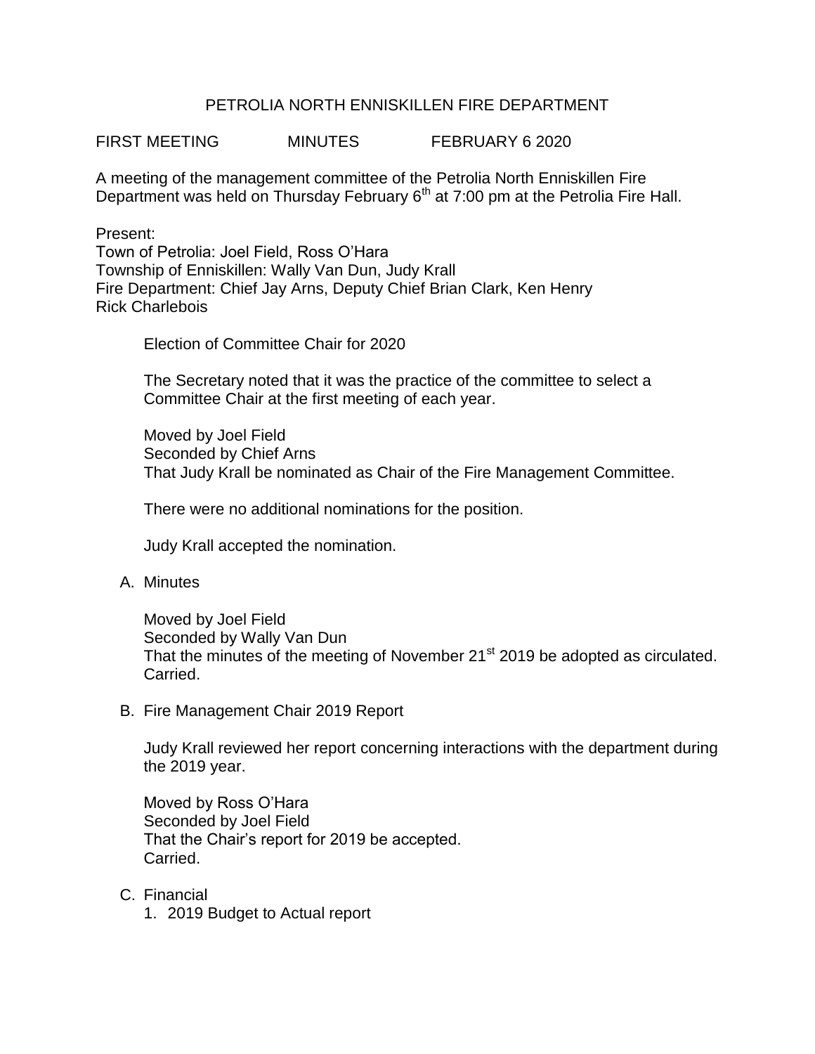# PETROLIA NORTH ENNISKILLEN FIRE DEPARTMENT

FIRST MEETING MINUTES FEBRUARY 6 2020

A meeting of the management committee of the Petrolia North Enniskillen Fire Department was held on Thursday February 6th at 7:00 pm at the Petrolia Fire Hall.

Present:
Town of Petrolia: Joel Field, Ross O'Hara
Township of Enniskillen: Wally Van Dun, Judy Krall
Fire Department: Chief Jay Arns, Deputy Chief Brian Clark, Ken Henry
Rick Charlebois

Election of Committee Chair for 2020

The Secretary noted that it was the practice of the committee to select a Committee Chair at the first meeting of each year.

Moved by Joel Field
Seconded by Chief Arns
That Judy Krall be nominated as Chair of the Fire Management Committee.

There were no additional nominations for the position.

Judy Krall accepted the nomination.

A. Minutes

Moved by Joel Field
Seconded by Wally Van Dun
That the minutes of the meeting of November 21st 2019 be adopted as circulated.
Carried.

B. Fire Management Chair 2019 Report

Judy Krall reviewed her report concerning interactions with the department during the 2019 year.

Moved by Ross O'Hara
Seconded by Joel Field
That the Chair's report for 2019 be accepted.
Carried.

C. Financial
   1. 2019 Budget to Actual report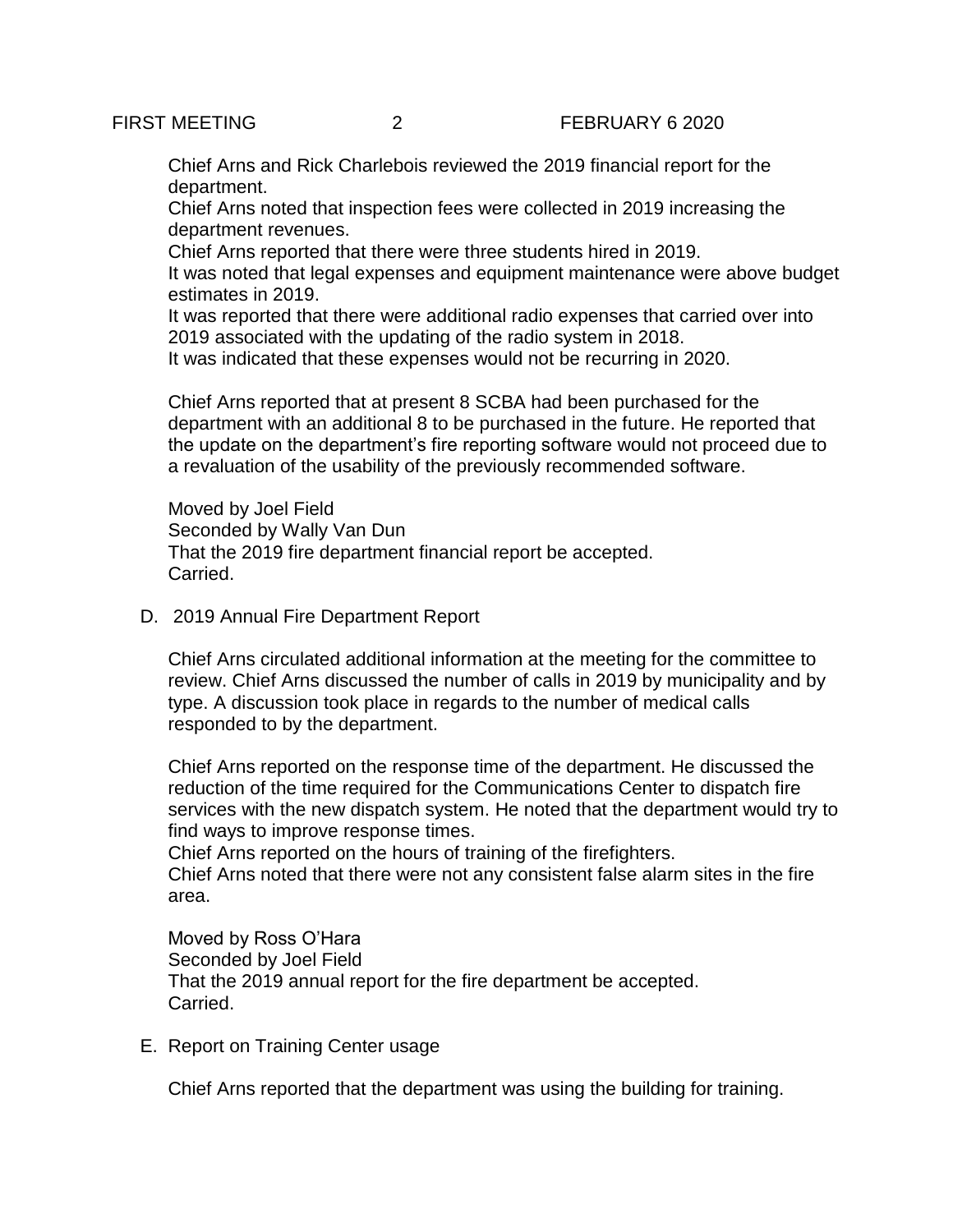Chief Arns and Rick Charlebois reviewed the 2019 financial report for the department.
Chief Arns noted that inspection fees were collected in 2019 increasing the department revenues.
Chief Arns reported that there were three students hired in 2019.
It was noted that legal expenses and equipment maintenance were above budget estimates in 2019.
It was reported that there were additional radio expenses that carried over into 2019 associated with the updating of the radio system in 2018.
It was indicated that these expenses would not be recurring in 2020.

Chief Arns reported that at present 8 SCBA had been purchased for the department with an additional 8 to be purchased in the future. He reported that the update on the department's fire reporting software would not proceed due to a revaluation of the usability of the previously recommended software.

Moved by Joel Field
Seconded by Wally Van Dun
That the 2019 fire department financial report be accepted.
Carried.

D. 2019 Annual Fire Department Report

Chief Arns circulated additional information at the meeting for the committee to review. Chief Arns discussed the number of calls in 2019 by municipality and by type. A discussion took place in regards to the number of medical calls responded to by the department.

Chief Arns reported on the response time of the department. He discussed the reduction of the time required for the Communications Center to dispatch fire services with the new dispatch system. He noted that the department would try to find ways to improve response times.
Chief Arns reported on the hours of training of the firefighters.
Chief Arns noted that there were not any consistent false alarm sites in the fire area.

Moved by Ross O'Hara
Seconded by Joel Field
That the 2019 annual report for the fire department be accepted.
Carried.

E. Report on Training Center usage

Chief Arns reported that the department was using the building for training.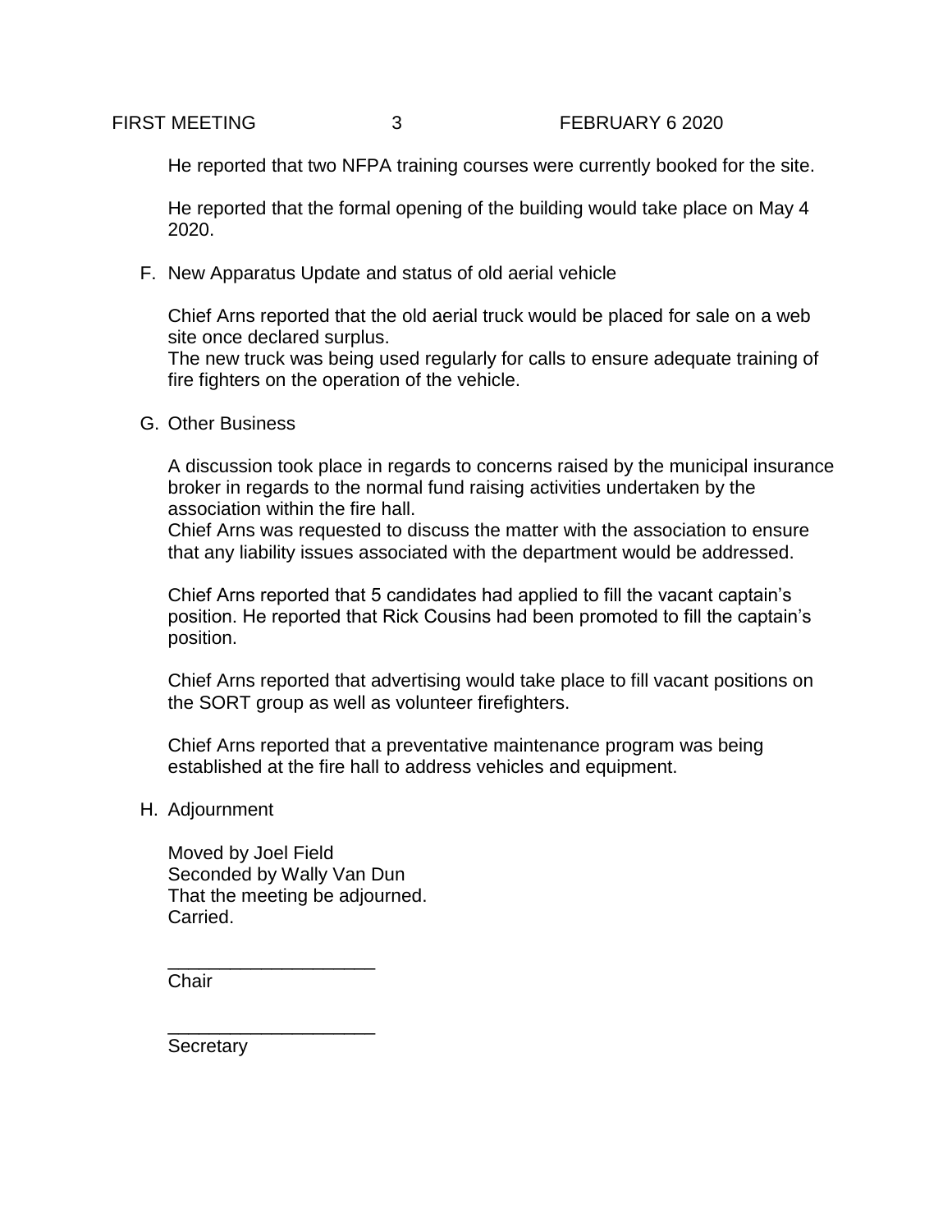He reported that two NFPA training courses were currently booked for the site.

He reported that the formal opening of the building would take place on May 4 2020.

F. New Apparatus Update and status of old aerial vehicle

   Chief Arns reported that the old aerial truck would be placed for sale on a web site once declared surplus.
   The new truck was being used regularly for calls to ensure adequate training of fire fighters on the operation of the vehicle.

G. Other Business

   A discussion took place in regards to concerns raised by the municipal insurance broker in regards to the normal fund raising activities undertaken by the association within the fire hall.
   Chief Arns was requested to discuss the matter with the association to ensure that any liability issues associated with the department would be addressed.

   Chief Arns reported that 5 candidates had applied to fill the vacant captain's position. He reported that Rick Cousins had been promoted to fill the captain's position.

   Chief Arns reported that advertising would take place to fill vacant positions on the SORT group as well as volunteer firefighters.

   Chief Arns reported that a preventative maintenance program was being established at the fire hall to address vehicles and equipment.

H. Adjournment

   Moved by Joel Field
   Seconded by Wally Van Dun
   That the meeting be adjourned.
   Carried.

   ____________________
   Chair

   ____________________
   Secretary